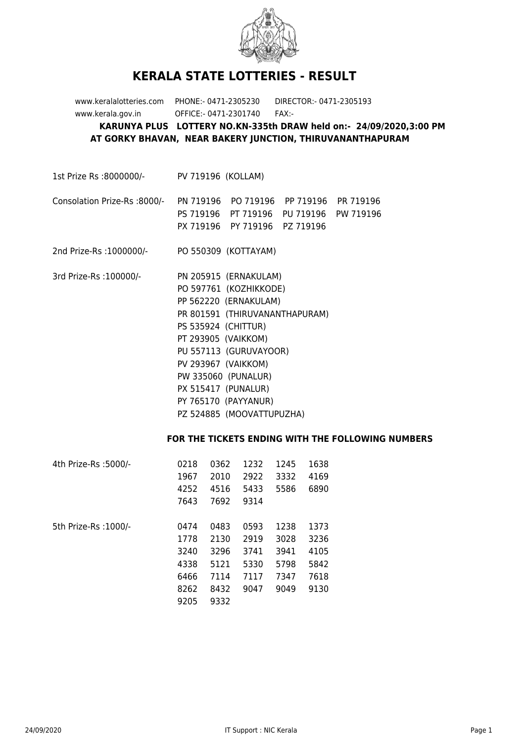# KERALA STATE LOTTERIES - RESULT

www.keralalotteries.com PHONE:- 0471-2305230 DIRECTOR:- 0471-2305193
www.kerala.gov.in OFFICE:- 0471-2301740 FAX:-

**KARUNYA PLUS LOTTERY NO.KN-335th DRAW held on:- 24/09/2020,3:00 PM**
**AT GORKY BHAVAN, NEAR BAKERY JUNCTION, THIRUVANANTHAPURAM**

1st Prize Rs :8000000/- PV 719196 (KOLLAM)

Consolation Prize-Rs :8000/- PN 719196 PO 719196 PP 719196 PR 719196 PS 719196 PT 719196 PU 719196 PW 719196 PX 719196 PY 719196 PZ 719196

2nd Prize-Rs :1000000/- PO 550309 (KOTTAYAM)

3rd Prize-Rs :100000/-
PN 205915 (ERNAKULAM)
PO 597761 (KOZHIKKODE)
PP 562220 (ERNAKULAM)
PR 801591 (THIRUVANANTHAPURAM)
PS 535924 (CHITTUR)
PT 293905 (VAIKKOM)
PU 557113 (GURUVAYOOR)
PV 293967 (VAIKKOM)
PW 335060 (PUNALUR)
PX 515417 (PUNALUR)
PY 765170 (PAYYANUR)
PZ 524885 (MOOVATTUPUZHA)

**FOR THE TICKETS ENDING WITH THE FOLLOWING NUMBERS**

4th Prize-Rs :5000/-
0218 0362 1232 1245 1638
1967 2010 2922 3332 4169
4252 4516 5433 5586 6890
7643 7692 9314

5th Prize-Rs :1000/-
0474 0483 0593 1238 1373
1778 2130 2919 3028 3236
3240 3296 3741 3941 4105
4338 5121 5330 5798 5842
6466 7114 7117 7347 7618
8262 8432 9047 9049 9130
9205 9332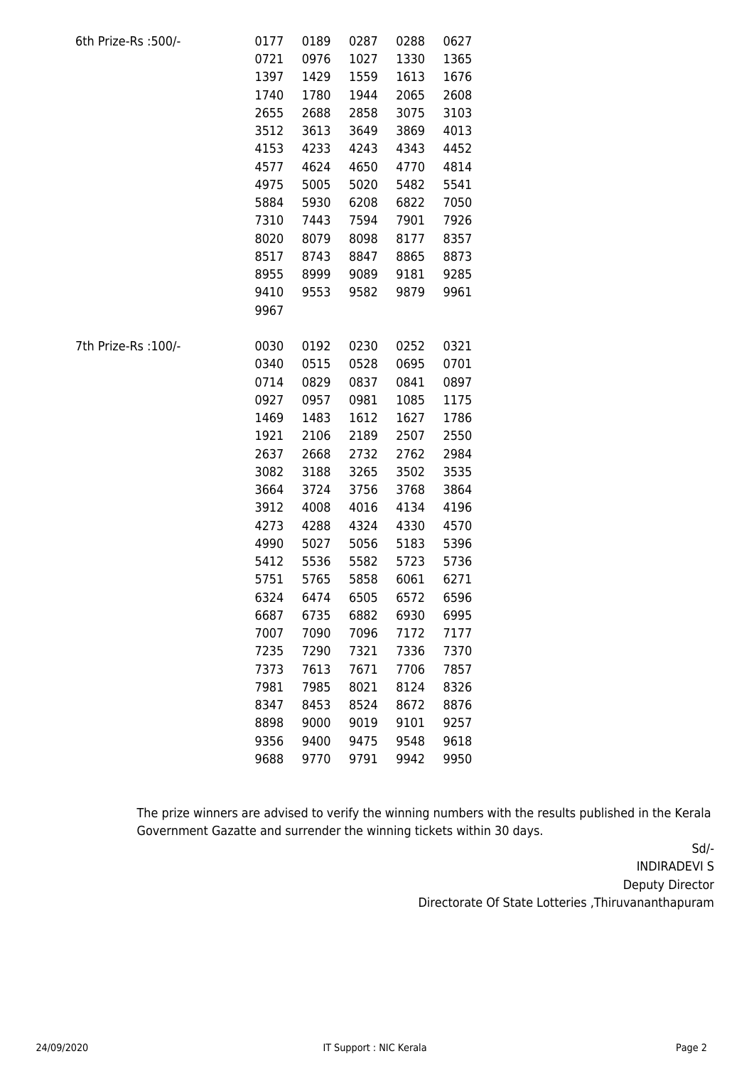6th Prize-Rs :500/-

| | | | | |
|---|---|---|---|---|
| 0177 | 0189 | 0287 | 0288 | 0627 |
| 0721 | 0976 | 1027 | 1330 | 1365 |
| 1397 | 1429 | 1559 | 1613 | 1676 |
| 1740 | 1780 | 1944 | 2065 | 2608 |
| 2655 | 2688 | 2858 | 3075 | 3103 |
| 3512 | 3613 | 3649 | 3869 | 4013 |
| 4153 | 4233 | 4243 | 4343 | 4452 |
| 4577 | 4624 | 4650 | 4770 | 4814 |
| 4975 | 5005 | 5020 | 5482 | 5541 |
| 5884 | 5930 | 6208 | 6822 | 7050 |
| 7310 | 7443 | 7594 | 7901 | 7926 |
| 8020 | 8079 | 8098 | 8177 | 8357 |
| 8517 | 8743 | 8847 | 8865 | 8873 |
| 8955 | 8999 | 9089 | 9181 | 9285 |
| 9410 | 9553 | 9582 | 9879 | 9961 |
| 9967 | | | | |

7th Prize-Rs :100/-

| | | | | |
|---|---|---|---|---|
| 0030 | 0192 | 0230 | 0252 | 0321 |
| 0340 | 0515 | 0528 | 0695 | 0701 |
| 0714 | 0829 | 0837 | 0841 | 0897 |
| 0927 | 0957 | 0981 | 1085 | 1175 |
| 1469 | 1483 | 1612 | 1627 | 1786 |
| 1921 | 2106 | 2189 | 2507 | 2550 |
| 2637 | 2668 | 2732 | 2762 | 2984 |
| 3082 | 3188 | 3265 | 3502 | 3535 |
| 3664 | 3724 | 3756 | 3768 | 3864 |
| 3912 | 4008 | 4016 | 4134 | 4196 |
| 4273 | 4288 | 4324 | 4330 | 4570 |
| 4990 | 5027 | 5056 | 5183 | 5396 |
| 5412 | 5536 | 5582 | 5723 | 5736 |
| 5751 | 5765 | 5858 | 6061 | 6271 |
| 6324 | 6474 | 6505 | 6572 | 6596 |
| 6687 | 6735 | 6882 | 6930 | 6995 |
| 7007 | 7090 | 7096 | 7172 | 7177 |
| 7235 | 7290 | 7321 | 7336 | 7370 |
| 7373 | 7613 | 7671 | 7706 | 7857 |
| 7981 | 7985 | 8021 | 8124 | 8326 |
| 8347 | 8453 | 8524 | 8672 | 8876 |
| 8898 | 9000 | 9019 | 9101 | 9257 |
| 9356 | 9400 | 9475 | 9548 | 9618 |
| 9688 | 9770 | 9791 | 9942 | 9950 |

The prize winners are advised to verify the winning numbers with the results published in the Kerala Government Gazatte and surrender the winning tickets within 30 days.

Sd/-
INDIRADEVI S
Deputy Director
Directorate Of State Lotteries ,Thiruvananthapuram

24/09/2020 IT Support : NIC Kerala